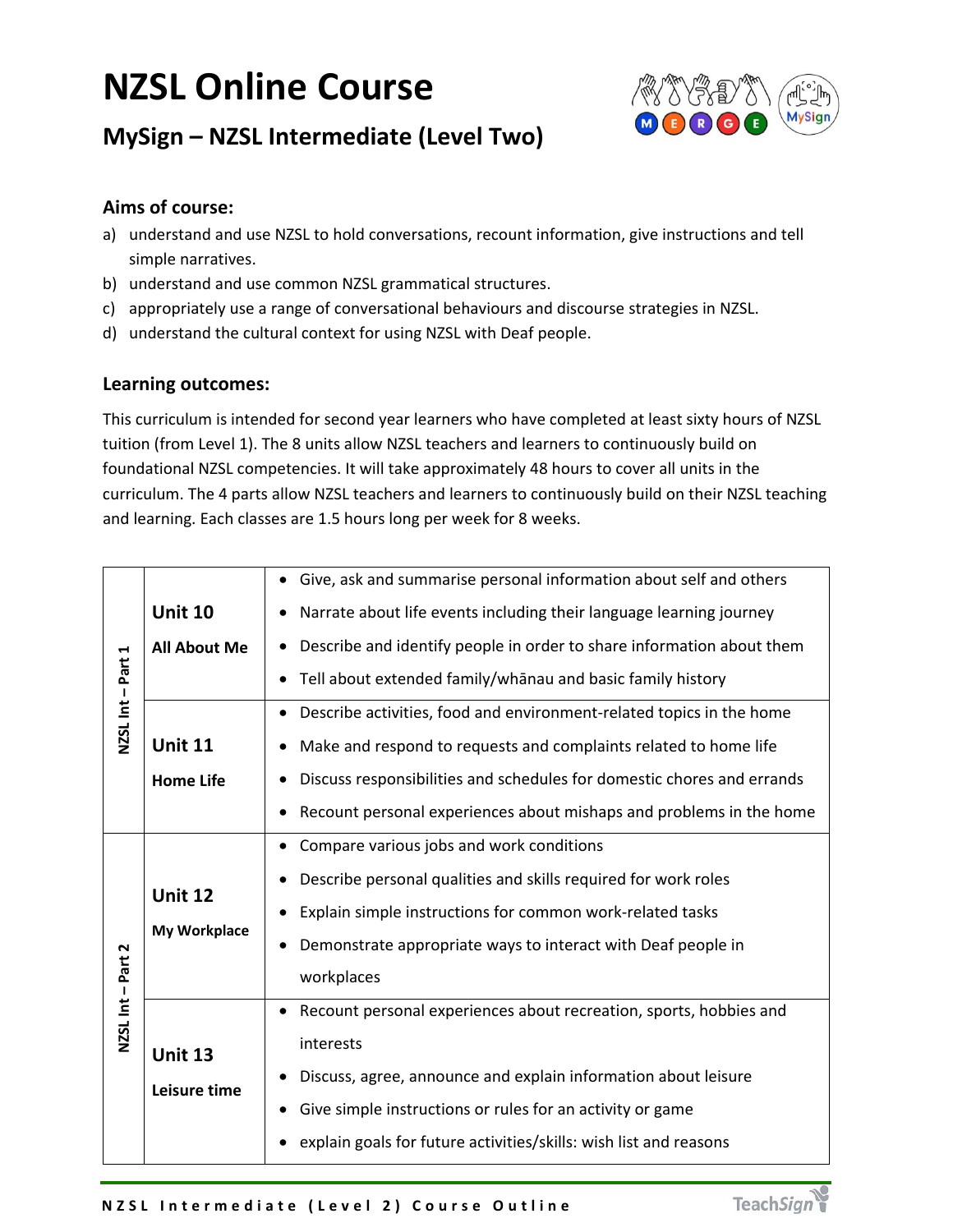# NZSL Online Course

## MySign – NZSL Intermediate (Level Two)

### Aims of course:

a) understand and use NZSL to hold conversations, recount information, give instructions and tell simple narratives.
b) understand and use common NZSL grammatical structures.
c) appropriately use a range of conversational behaviours and discourse strategies in NZSL.
d) understand the cultural context for using NZSL with Deaf people.

### Learning outcomes:

This curriculum is intended for second year learners who have completed at least sixty hours of NZSL tuition (from Level 1). The 8 units allow NZSL teachers and learners to continuously build on foundational NZSL competencies. It will take approximately 48 hours to cover all units in the curriculum. The 4 parts allow NZSL teachers and learners to continuously build on their NZSL teaching and learning. Each classes are 1.5 hours long per week for 8 weeks.

| Part | Unit | Outcomes |
|---|---|---|
| NZSL Int – Part 1 | **Unit 10** **All About Me** | • Give, ask and summarise personal information about self and others<br>• Narrate about life events including their language learning journey<br>• Describe and identify people in order to share information about them<br>• Tell about extended family/whānau and basic family history |
| | **Unit 11** **Home Life** | • Describe activities, food and environment-related topics in the home<br>• Make and respond to requests and complaints related to home life<br>• Discuss responsibilities and schedules for domestic chores and errands<br>• Recount personal experiences about mishaps and problems in the home |
| NZSL Int – Part 2 | **Unit 12** **My Workplace** | • Compare various jobs and work conditions<br>• Describe personal qualities and skills required for work roles<br>• Explain simple instructions for common work-related tasks<br>• Demonstrate appropriate ways to interact with Deaf people in workplaces |
| | **Unit 13** **Leisure time** | • Recount personal experiences about recreation, sports, hobbies and interests<br>• Discuss, agree, announce and explain information about leisure<br>• Give simple instructions or rules for an activity or game<br>• explain goals for future activities/skills: wish list and reasons |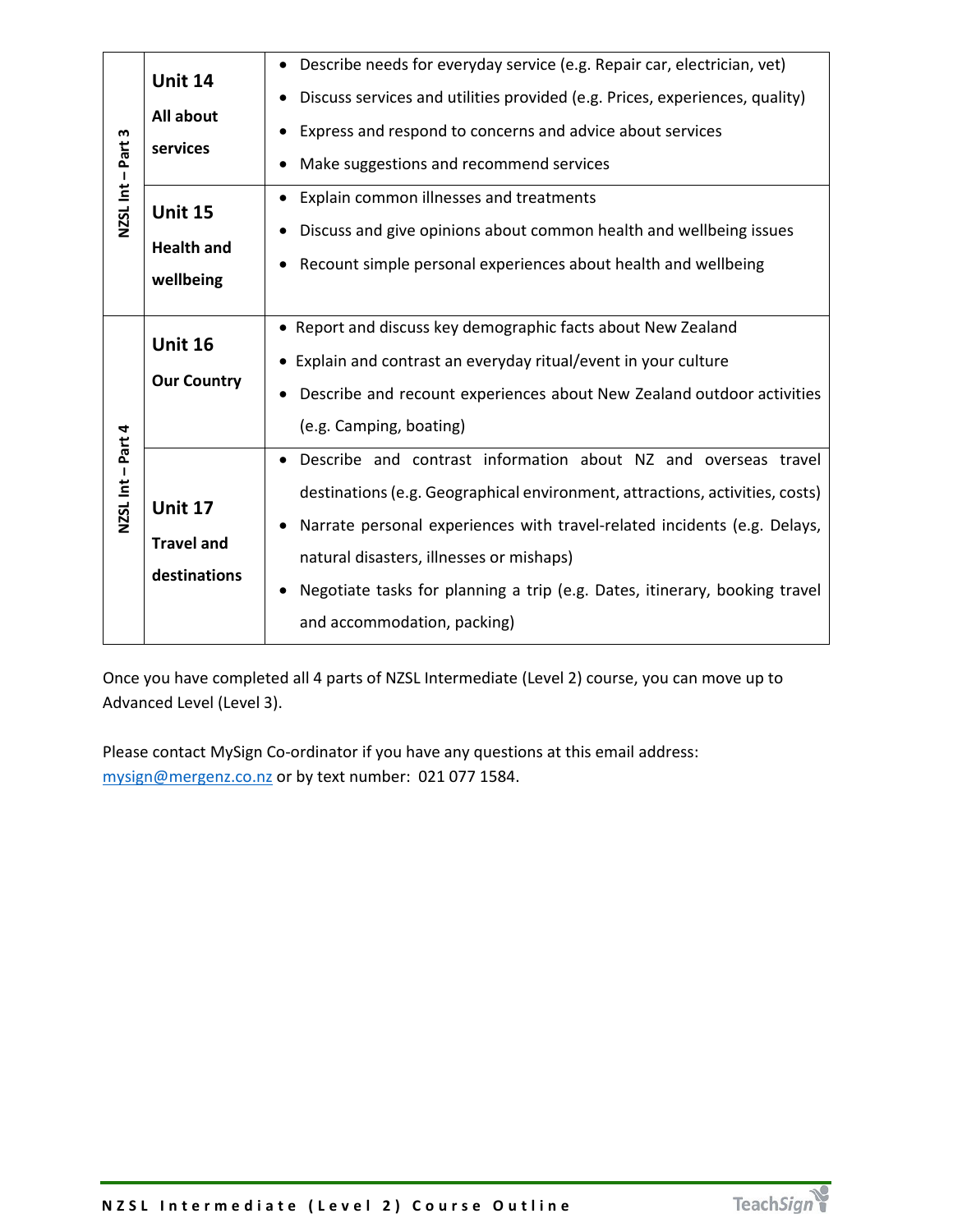| | | |
|---|---|---|
| NZSL Int – Part 3 | **Unit 14** **All about services** | • Describe needs for everyday service (e.g. Repair car, electrician, vet)<br>• Discuss services and utilities provided (e.g. Prices, experiences, quality)<br>• Express and respond to concerns and advice about services<br>• Make suggestions and recommend services |
| | **Unit 15** **Health and wellbeing** | • Explain common illnesses and treatments<br>• Discuss and give opinions about common health and wellbeing issues<br>• Recount simple personal experiences about health and wellbeing |
| NZSL Int – Part 4 | **Unit 16** **Our Country** | • Report and discuss key demographic facts about New Zealand<br>• Explain and contrast an everyday ritual/event in your culture<br>• Describe and recount experiences about New Zealand outdoor activities (e.g. Camping, boating) |
| | **Unit 17** **Travel and destinations** | • Describe and contrast information about NZ and overseas travel destinations (e.g. Geographical environment, attractions, activities, costs)<br>• Narrate personal experiences with travel-related incidents (e.g. Delays, natural disasters, illnesses or mishaps)<br>• Negotiate tasks for planning a trip (e.g. Dates, itinerary, booking travel and accommodation, packing) |

Once you have completed all 4 parts of NZSL Intermediate (Level 2) course, you can move up to Advanced Level (Level 3).

Please contact MySign Co-ordinator if you have any questions at this email address: mysign@mergenz.co.nz or by text number: 021 077 1584.